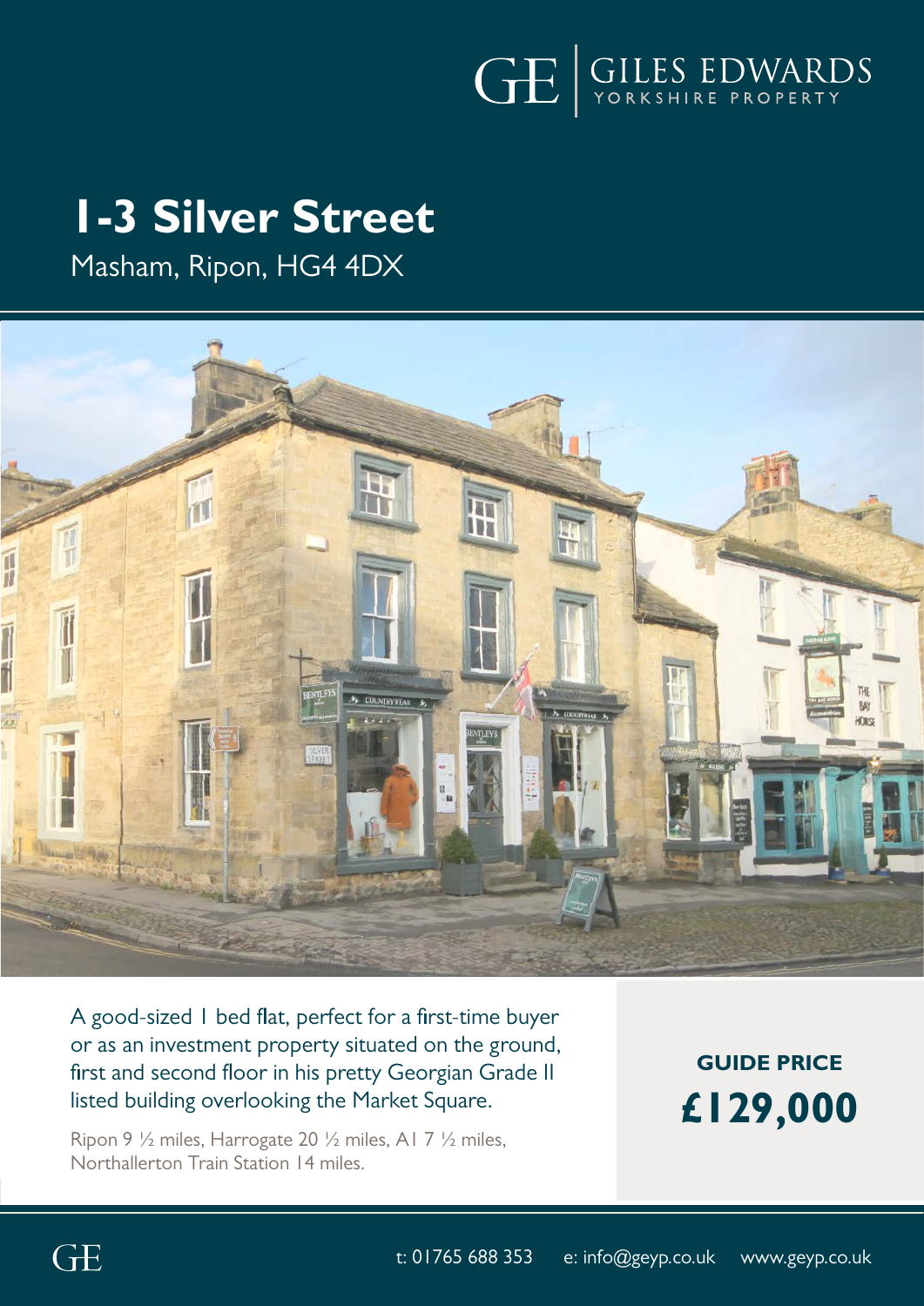GE | GILES EDWARDS
YORKSHIRE PROPERTY

# 1-3 Silver Street

Masham, Ripon, HG4 4DX

A good-sized 1 bed flat, perfect for a first-time buyer or as an investment property situated on the ground, first and second floor in his pretty Georgian Grade II listed building overlooking the Market Square.

Ripon 9 ½ miles, Harrogate 20 ½ miles, A1 7 ½ miles, Northallerton Train Station 14 miles.

**GUIDE PRICE**

**£129,000**

t: 01765 688 353   e: info@geyp.co.uk   www.geyp.co.uk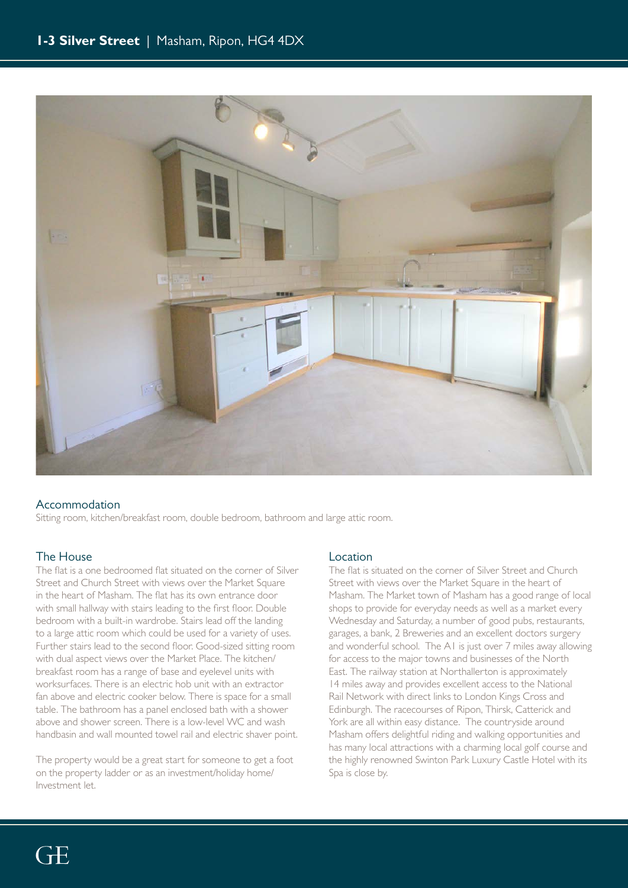## Accommodation

Sitting room, kitchen/breakfast room, double bedroom, bathroom and large attic room.

## The House

The flat is a one bedroomed flat situated on the corner of Silver Street and Church Street with views over the Market Square in the heart of Masham. The flat has its own entrance door with small hallway with stairs leading to the first floor. Double bedroom with a built-in wardrobe. Stairs lead off the landing to a large attic room which could be used for a variety of uses. Further stairs lead to the second floor. Good-sized sitting room with dual aspect views over the Market Place. The kitchen/breakfast room has a range of base and eyelevel units with worksurfaces. There is an electric hob unit with an extractor fan above and electric cooker below. There is space for a small table. The bathroom has a panel enclosed bath with a shower above and shower screen. There is a low-level WC and wash handbasin and wall mounted towel rail and electric shaver point.

The property would be a great start for someone to get a foot on the property ladder or as an investment/holiday home/Investment let.

## Location

The flat is situated on the corner of Silver Street and Church Street with views over the Market Square in the heart of Masham. The Market town of Masham has a good range of local shops to provide for everyday needs as well as a market every Wednesday and Saturday, a number of good pubs, restaurants, garages, a bank, 2 Breweries and an excellent doctors surgery and wonderful school. The A1 is just over 7 miles away allowing for access to the major towns and businesses of the North East. The railway station at Northallerton is approximately 14 miles away and provides excellent access to the National Rail Network with direct links to London Kings Cross and Edinburgh. The racecourses of Ripon, Thirsk, Catterick and York are all within easy distance. The countryside around Masham offers delightful riding and walking opportunities and has many local attractions with a charming local golf course and the highly renowned Swinton Park Luxury Castle Hotel with its Spa is close by.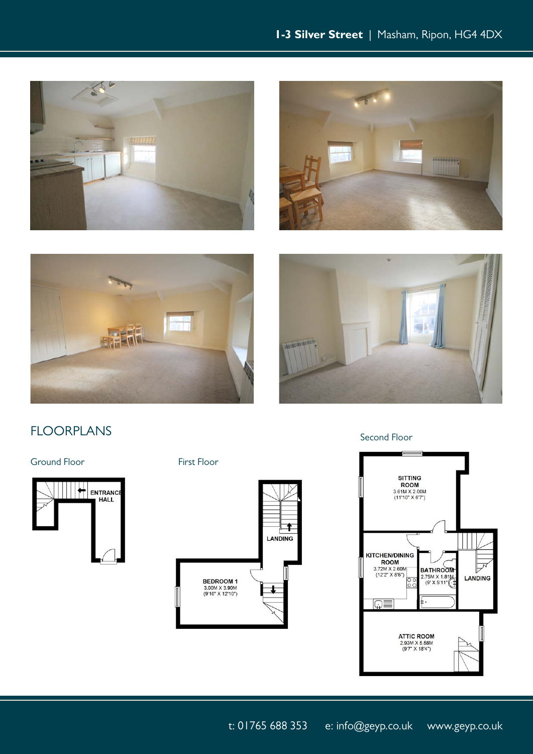## FLOORPLANS

### Ground Floor

ENTRANCE HALL

### First Floor

LANDING

BEDROOM 1
3.00M X 3.90M
(9'10" X 12'10")

### Second Floor

SITTING ROOM
3.61M X 2.00M
(11'10" X 6'7")

KITCHEN/DINING ROOM
3.72M X 2.60M
(12'2" X 8'6")

BATHROOM
2.75M X 1.81M
(9' X 5'11")

LANDING

ATTIC ROOM
2.93M X 5.58M
(9'7" X 18'4")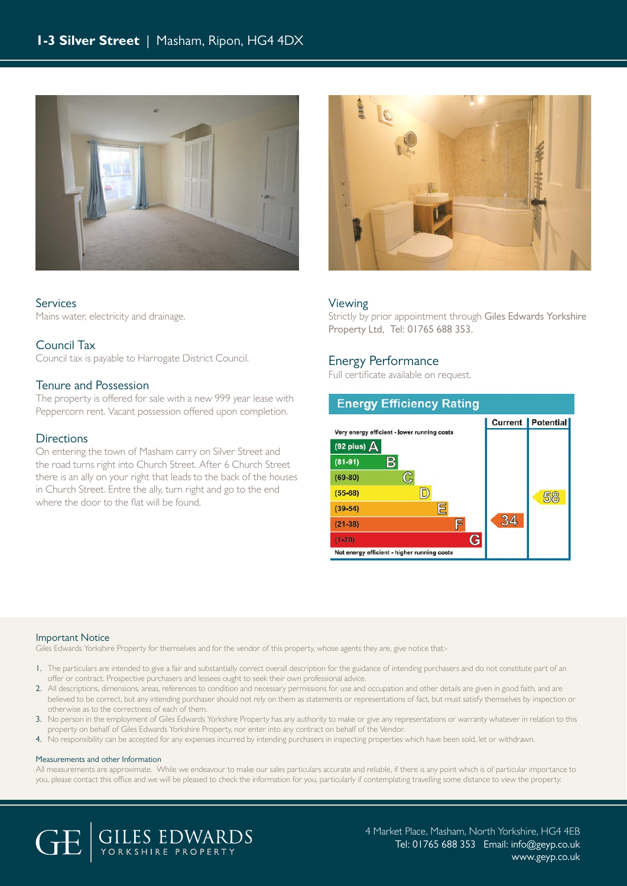## Services

Mains water, electricity and drainage.

## Council Tax

Council tax is payable to Harrogate District Council.

## Tenure and Possession

The property is offered for sale with a new 999 year lease with Peppercorn rent. Vacant possession offered upon completion.

## Directions

On entering the town of Masham carry on Silver Street and the road turns right into Church Street. After 6 Church Street there is an ally on your right that leads to the back of the houses in Church Street. Entre the ally, turn right and go to the end where the door to the flat will be found.

## Viewing

Strictly by prior appointment through Giles Edwards Yorkshire Property Ltd, Tel: 01765 688 353.

## Energy Performance

Full certificate available on request.

Energy Efficiency Rating

Current
Potential

Very energy efficient - lower running costs

(92 plus) A
(81-91) B
(69-80) C
(55-68) D
(39-54) E
(21-38) F
(1-20) G

Not energy efficient - higher running costs

34
58

## Important Notice

Giles Edwards Yorkshire Property for themselves and for the vendor of this property, whose agents they are, give notice that:-

1. The particulars are intended to give a fair and substantially correct overall description for the guidance of intending purchasers and do not constitute part of an offer or contract. Prospective purchasers and lessees ought to seek their own professional advice.
2. All descriptions, dimensions, areas, references to condition and necessary permissions for use and occupation and other details are given in good faith, and are believed to be correct, but any intending purchaser should not rely on them as statements or representations of fact, but must satisfy themselves by inspection or otherwise as to the correctness of each of them.
3. No person in the employment of Giles Edwards Yorkshire Property has any authority to make or give any representations or warranty whatever in relation to this property on behalf of Giles Edwards Yorkshire Property, nor enter into any contract on behalf of the Vendor.
4. No responsibility can be accepted for any expenses incurred by intending purchasers in inspecting properties which have been sold, let or withdrawn.

### Measurements and other Information

All measurements are approximate. While we endeavour to make our sales particulars accurate and reliable, if there is any point which is of particular importance to you, please contact this office and we will be pleased to check the information for you, particularly if contemplating travelling some distance to view the property.

GE | GILES EDWARDS YORKSHIRE PROPERTY

4 Market Place, Masham, North Yorkshire, HG4 4EB
Tel: 01765 688 353 Email: info@geyp.co.uk
www.geyp.co.uk